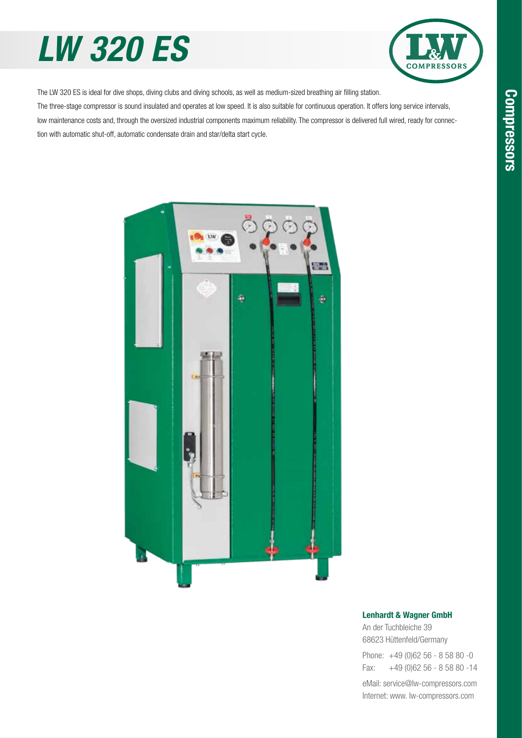# LW 320 ES

The LW 320 ES is ideal for dive shops, diving clubs and diving schools, as well as medium-sized breathing air filling station.

The three-stage compressor is sound insulated and operates at low speed. It is also suitable for continuous operation. It offers long service intervals, low maintenance costs and, through the oversized industrial components maximum reliability. The compressor is delivered full wired, ready for connection with automatic shut-off, automatic condensate drain and star/delta start cycle.

**Lenhardt & Wagner GmbH**

An der Tuchbleiche 39
68623 Hüttenfeld/Germany

Phone: +49 (0)62 56 - 8 58 80 -0
Fax: +49 (0)62 56 - 8 58 80 -14

eMail: service@lw-compressors.com
Internet: www. lw-compressors.com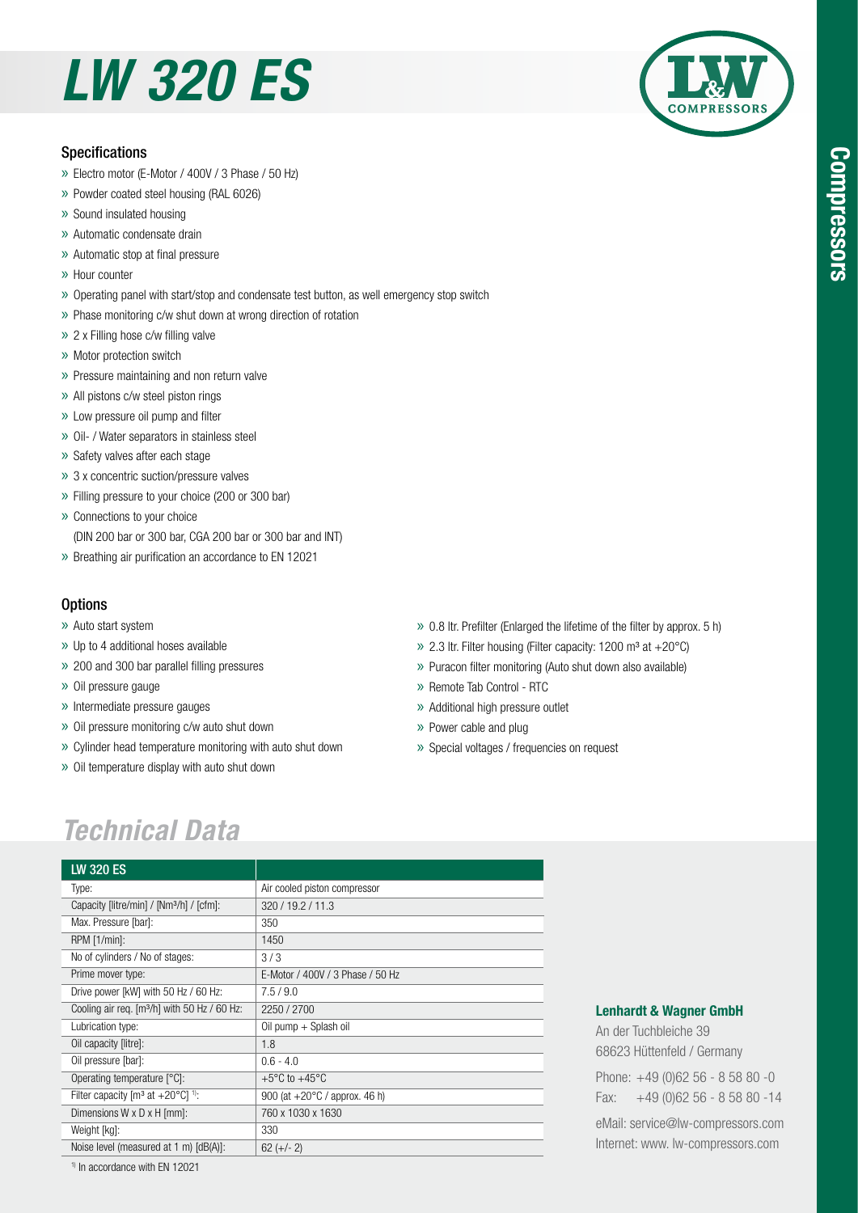# LW 320 ES

### Specifications

- » Electro motor (E-Motor / 400V / 3 Phase / 50 Hz)
- » Powder coated steel housing (RAL 6026)
- » Sound insulated housing
- » Automatic condensate drain
- » Automatic stop at final pressure
- » Hour counter
- » Operating panel with start/stop and condensate test button, as well emergency stop switch
- » Phase monitoring c/w shut down at wrong direction of rotation
- » 2 x Filling hose c/w filling valve
- » Motor protection switch
- » Pressure maintaining and non return valve
- » All pistons c/w steel piston rings
- » Low pressure oil pump and filter
- » Oil- / Water separators in stainless steel
- » Safety valves after each stage
- » 3 x concentric suction/pressure valves
- » Filling pressure to your choice (200 or 300 bar)
- » Connections to your choice
  (DIN 200 bar or 300 bar, CGA 200 bar or 300 bar and INT)
- » Breathing air purification an accordance to EN 12021

### Options

- » Auto start system
- » Up to 4 additional hoses available
- » 200 and 300 bar parallel filling pressures
- » Oil pressure gauge
- » Intermediate pressure gauges
- » Oil pressure monitoring c/w auto shut down
- » Cylinder head temperature monitoring with auto shut down
- » Oil temperature display with auto shut down
- » 0.8 ltr. Prefilter (Enlarged the lifetime of the filter by approx. 5 h)
- » 2.3 ltr. Filter housing (Filter capacity: 1200 m³ at +20°C)
- » Puracon filter monitoring (Auto shut down also available)
- » Remote Tab Control - RTC
- » Additional high pressure outlet
- » Power cable and plug
- » Special voltages / frequencies on request

## Technical Data

| LW 320 ES | |
|---|---|
| Type: | Air cooled piston compressor |
| Capacity [litre/min] / [Nm³/h] / [cfm]: | 320 / 19.2 / 11.3 |
| Max. Pressure [bar]: | 350 |
| RPM [1/min]: | 1450 |
| No of cylinders / No of stages: | 3 / 3 |
| Prime mover type: | E-Motor / 400V / 3 Phase / 50 Hz |
| Drive power [kW] with 50 Hz / 60 Hz: | 7.5 / 9.0 |
| Cooling air req. [m³/h] with 50 Hz / 60 Hz: | 2250 / 2700 |
| Lubrication type: | Oil pump + Splash oil |
| Oil capacity [litre]: | 1.8 |
| Oil pressure [bar]: | 0.6 - 4.0 |
| Operating temperature [°C]: | +5°C to +45°C |
| Filter capacity [m³ at +20°C] [1]: | 900 (at +20°C / approx. 46 h) |
| Dimensions W x D x H [mm]: | 760 x 1030 x 1630 |
| Weight [kg]: | 330 |
| Noise level (measured at 1 m) [dB(A)]: | 62 (+/- 2) |

[1] In accordance with EN 12021

**Lenhardt & Wagner GmbH**

An der Tuchbleiche 39
68623 Hüttenfeld / Germany

Phone: +49 (0)62 56 - 8 58 80 -0
Fax: +49 (0)62 56 - 8 58 80 -14

eMail: service@lw-compressors.com
Internet: www. lw-compressors.com